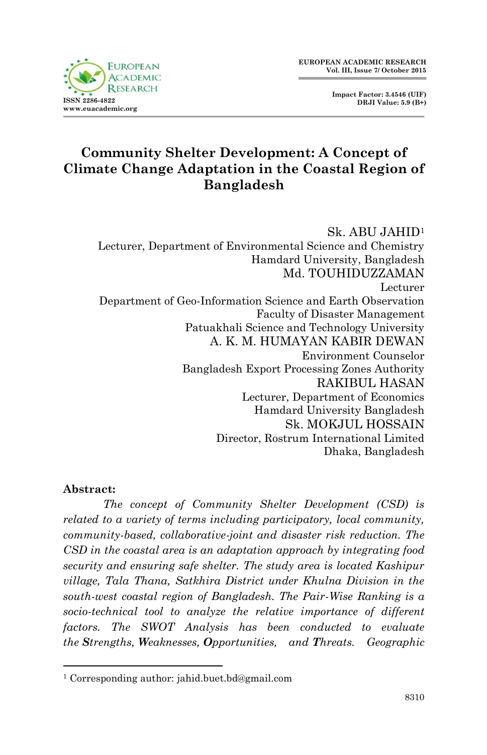# Community Shelter Development: A Concept of Climate Change Adaptation in the Coastal Region of Bangladesh

Sk. ABU JAHID[1]
Lecturer, Department of Environmental Science and Chemistry
Hamdard University, Bangladesh

Md. TOUHIDUZZAMAN
Lecturer
Department of Geo-Information Science and Earth Observation
Faculty of Disaster Management
Patuakhali Science and Technology University

A. K. M. HUMAYAN KABIR DEWAN
Environment Counselor
Bangladesh Export Processing Zones Authority

RAKIBUL HASAN
Lecturer, Department of Economics
Hamdard University Bangladesh

Sk. MOKJUL HOSSAIN
Director, Rostrum International Limited
Dhaka, Bangladesh

**Abstract:**

*The concept of Community Shelter Development (CSD) is related to a variety of terms including participatory, local community, community-based, collaborative-joint and disaster risk reduction. The CSD in the coastal area is an adaptation approach by integrating food security and ensuring safe shelter. The study area is located Kashipur village, Tala Thana, Satkhira District under Khulna Division in the south-west coastal region of Bangladesh. The Pair-Wise Ranking is a socio-technical tool to analyze the relative importance of different factors. The SWOT Analysis has been conducted to evaluate the **S**trengths, **W**eaknesses, **O**pportunities, and **T**hreats. Geographic*

---

[1] Corresponding author: jahid.buet.bd@gmail.com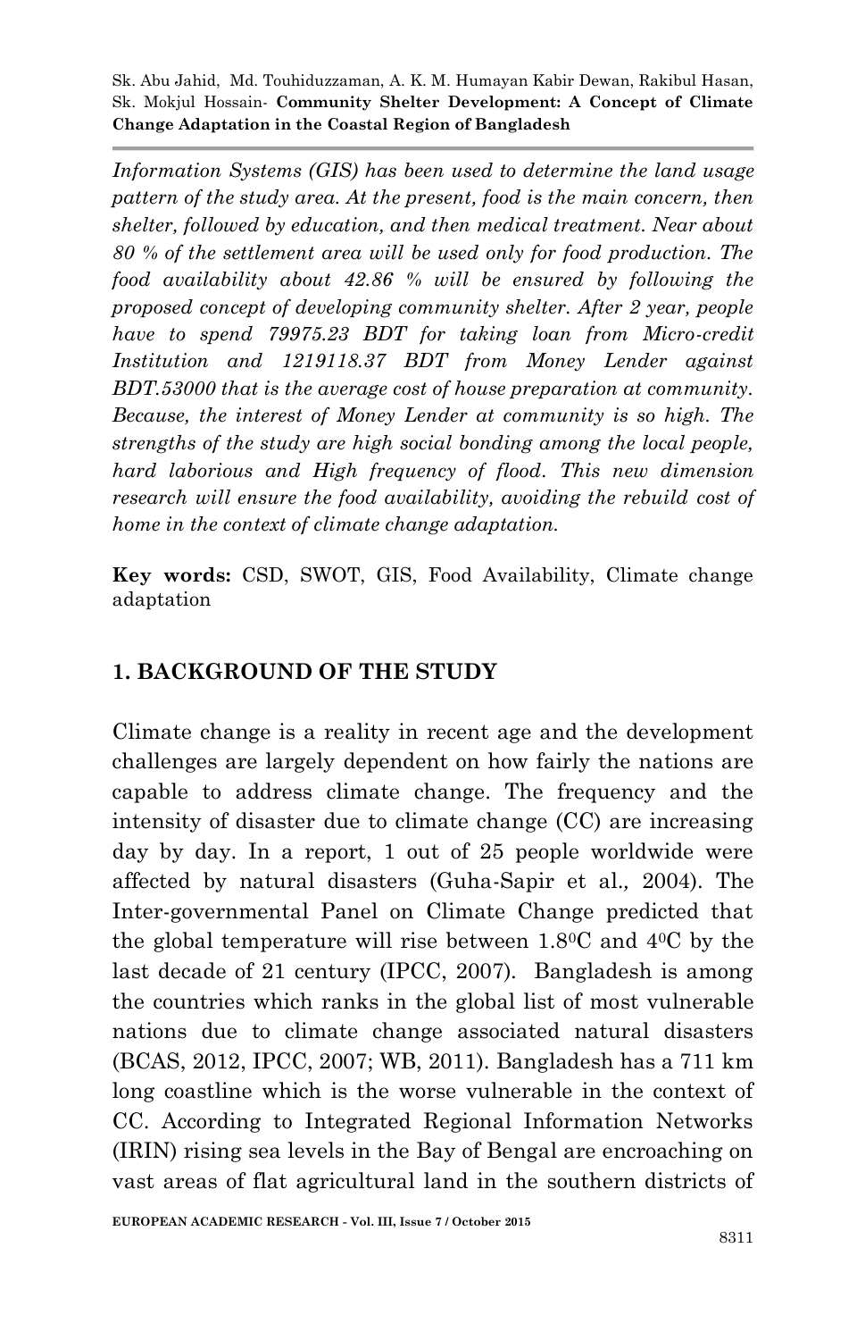*Information Systems (GIS) has been used to determine the land usage pattern of the study area. At the present, food is the main concern, then shelter, followed by education, and then medical treatment. Near about 80 % of the settlement area will be used only for food production. The food availability about 42.86 % will be ensured by following the proposed concept of developing community shelter. After 2 year, people have to spend 79975.23 BDT for taking loan from Micro-credit Institution and 1219118.37 BDT from Money Lender against BDT.53000 that is the average cost of house preparation at community. Because, the interest of Money Lender at community is so high. The strengths of the study are high social bonding among the local people, hard laborious and High frequency of flood. This new dimension research will ensure the food availability, avoiding the rebuild cost of home in the context of climate change adaptation.*

**Key words:** CSD, SWOT, GIS, Food Availability, Climate change adaptation

## 1. BACKGROUND OF THE STUDY

Climate change is a reality in recent age and the development challenges are largely dependent on how fairly the nations are capable to address climate change. The frequency and the intensity of disaster due to climate change (CC) are increasing day by day. In a report, 1 out of 25 people worldwide were affected by natural disasters (Guha-Sapir et al., 2004). The Inter-governmental Panel on Climate Change predicted that the global temperature will rise between 1.8$^{0}$C and 4$^{0}$C by the last decade of 21 century (IPCC, 2007). Bangladesh is among the countries which ranks in the global list of most vulnerable nations due to climate change associated natural disasters (BCAS, 2012, IPCC, 2007; WB, 2011). Bangladesh has a 711 km long coastline which is the worse vulnerable in the context of CC. According to Integrated Regional Information Networks (IRIN) rising sea levels in the Bay of Bengal are encroaching on vast areas of flat agricultural land in the southern districts of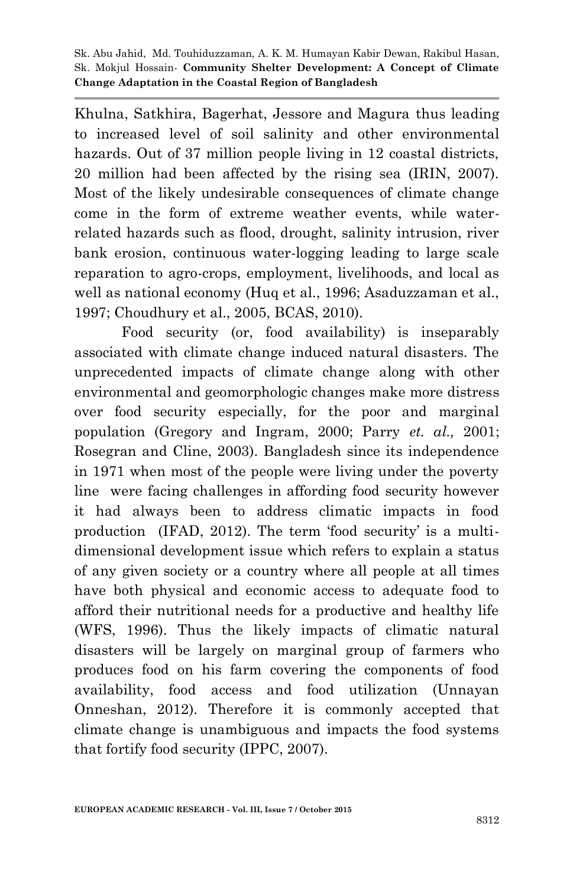Khulna, Satkhira, Bagerhat, Jessore and Magura thus leading to increased level of soil salinity and other environmental hazards. Out of 37 million people living in 12 coastal districts, 20 million had been affected by the rising sea (IRIN, 2007). Most of the likely undesirable consequences of climate change come in the form of extreme weather events, while water-related hazards such as flood, drought, salinity intrusion, river bank erosion, continuous water-logging leading to large scale reparation to agro-crops, employment, livelihoods, and local as well as national economy (Huq et al., 1996; Asaduzzaman et al., 1997; Choudhury et al., 2005, BCAS, 2010).

Food security (or, food availability) is inseparably associated with climate change induced natural disasters. The unprecedented impacts of climate change along with other environmental and geomorphologic changes make more distress over food security especially, for the poor and marginal population (Gregory and Ingram, 2000; Parry *et. al.,* 2001; Rosegran and Cline, 2003). Bangladesh since its independence in 1971 when most of the people were living under the poverty line were facing challenges in affording food security however it had always been to address climatic impacts in food production (IFAD, 2012). The term 'food security' is a multi-dimensional development issue which refers to explain a status of any given society or a country where all people at all times have both physical and economic access to adequate food to afford their nutritional needs for a productive and healthy life (WFS, 1996). Thus the likely impacts of climatic natural disasters will be largely on marginal group of farmers who produces food on his farm covering the components of food availability, food access and food utilization (Unnayan Onneshan, 2012). Therefore it is commonly accepted that climate change is unambiguous and impacts the food systems that fortify food security (IPPC, 2007).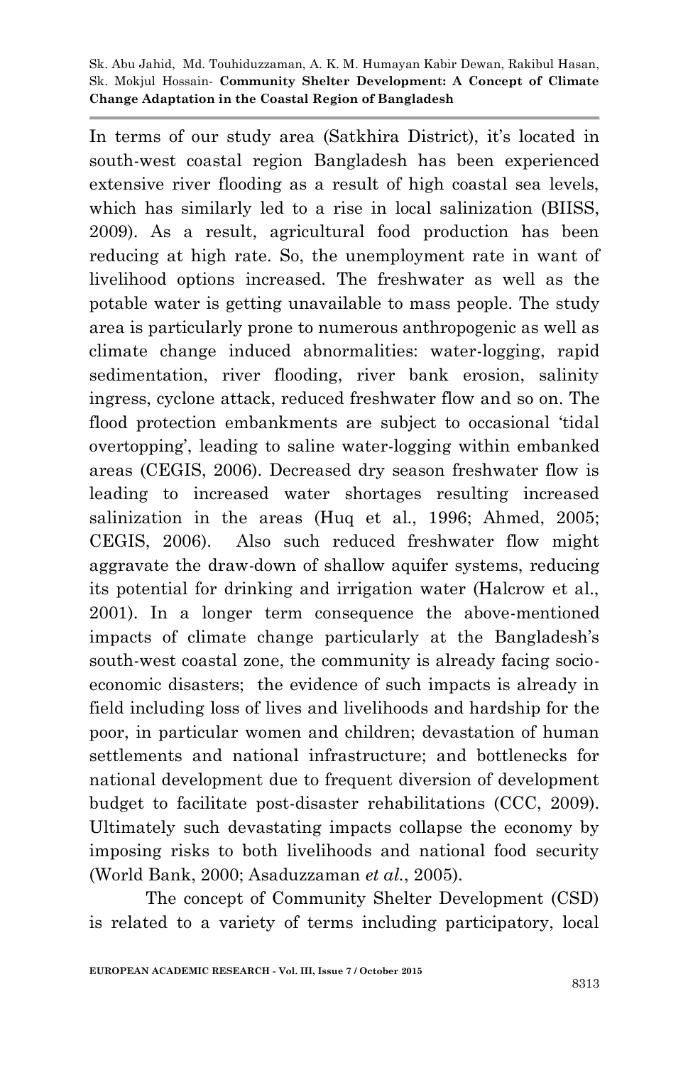In terms of our study area (Satkhira District), it's located in south-west coastal region Bangladesh has been experienced extensive river flooding as a result of high coastal sea levels, which has similarly led to a rise in local salinization (BIISS, 2009). As a result, agricultural food production has been reducing at high rate. So, the unemployment rate in want of livelihood options increased. The freshwater as well as the potable water is getting unavailable to mass people. The study area is particularly prone to numerous anthropogenic as well as climate change induced abnormalities: water-logging, rapid sedimentation, river flooding, river bank erosion, salinity ingress, cyclone attack, reduced freshwater flow and so on. The flood protection embankments are subject to occasional 'tidal overtopping', leading to saline water-logging within embanked areas (CEGIS, 2006). Decreased dry season freshwater flow is leading to increased water shortages resulting increased salinization in the areas (Huq et al., 1996; Ahmed, 2005; CEGIS, 2006). Also such reduced freshwater flow might aggravate the draw-down of shallow aquifer systems, reducing its potential for drinking and irrigation water (Halcrow et al., 2001). In a longer term consequence the above-mentioned impacts of climate change particularly at the Bangladesh's south-west coastal zone, the community is already facing socio-economic disasters; the evidence of such impacts is already in field including loss of lives and livelihoods and hardship for the poor, in particular women and children; devastation of human settlements and national infrastructure; and bottlenecks for national development due to frequent diversion of development budget to facilitate post-disaster rehabilitations (CCC, 2009). Ultimately such devastating impacts collapse the economy by imposing risks to both livelihoods and national food security (World Bank, 2000; Asaduzzaman *et al.*, 2005).

The concept of Community Shelter Development (CSD) is related to a variety of terms including participatory, local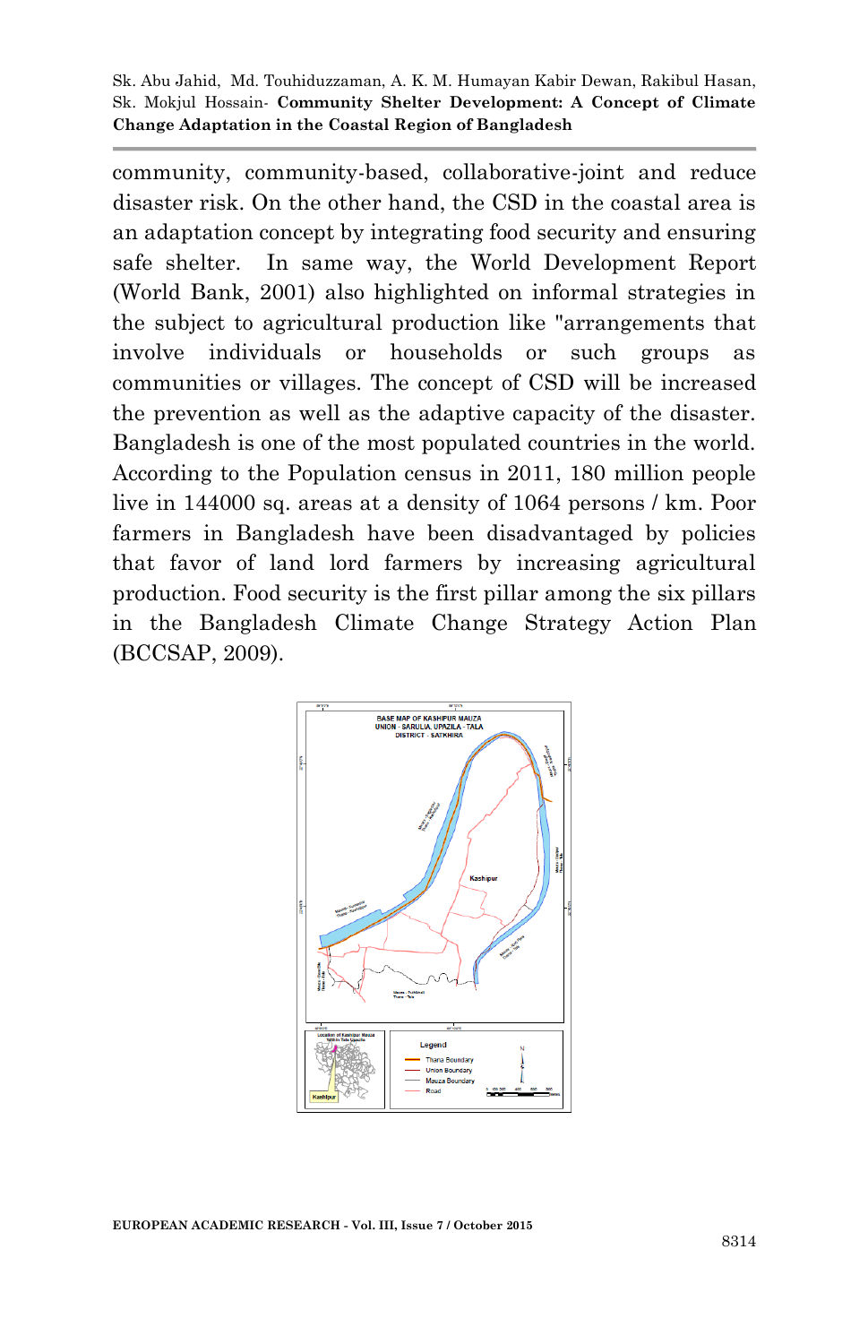community, community-based, collaborative-joint and reduce disaster risk. On the other hand, the CSD in the coastal area is an adaptation concept by integrating food security and ensuring safe shelter. In same way, the World Development Report (World Bank, 2001) also highlighted on informal strategies in the subject to agricultural production like "arrangements that involve individuals or households or such groups as communities or villages. The concept of CSD will be increased the prevention as well as the adaptive capacity of the disaster. Bangladesh is one of the most populated countries in the world. According to the Population census in 2011, 180 million people live in 144000 sq. areas at a density of 1064 persons / km. Poor farmers in Bangladesh have been disadvantaged by policies that favor of land lord farmers by increasing agricultural production. Food security is the first pillar among the six pillars in the Bangladesh Climate Change Strategy Action Plan (BCCSAP, 2009).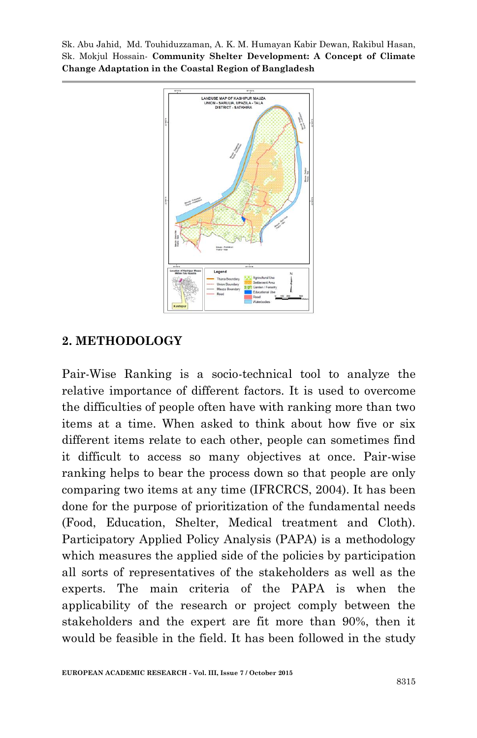## 2. METHODOLOGY

Pair-Wise Ranking is a socio-technical tool to analyze the relative importance of different factors. It is used to overcome the difficulties of people often have with ranking more than two items at a time. When asked to think about how five or six different items relate to each other, people can sometimes find it difficult to access so many objectives at once. Pair-wise ranking helps to bear the process down so that people are only comparing two items at any time (IFRCRCS, 2004). It has been done for the purpose of prioritization of the fundamental needs (Food, Education, Shelter, Medical treatment and Cloth). Participatory Applied Policy Analysis (PAPA) is a methodology which measures the applied side of the policies by participation all sorts of representatives of the stakeholders as well as the experts. The main criteria of the PAPA is when the applicability of the research or project comply between the stakeholders and the expert are fit more than 90%, then it would be feasible in the field. It has been followed in the study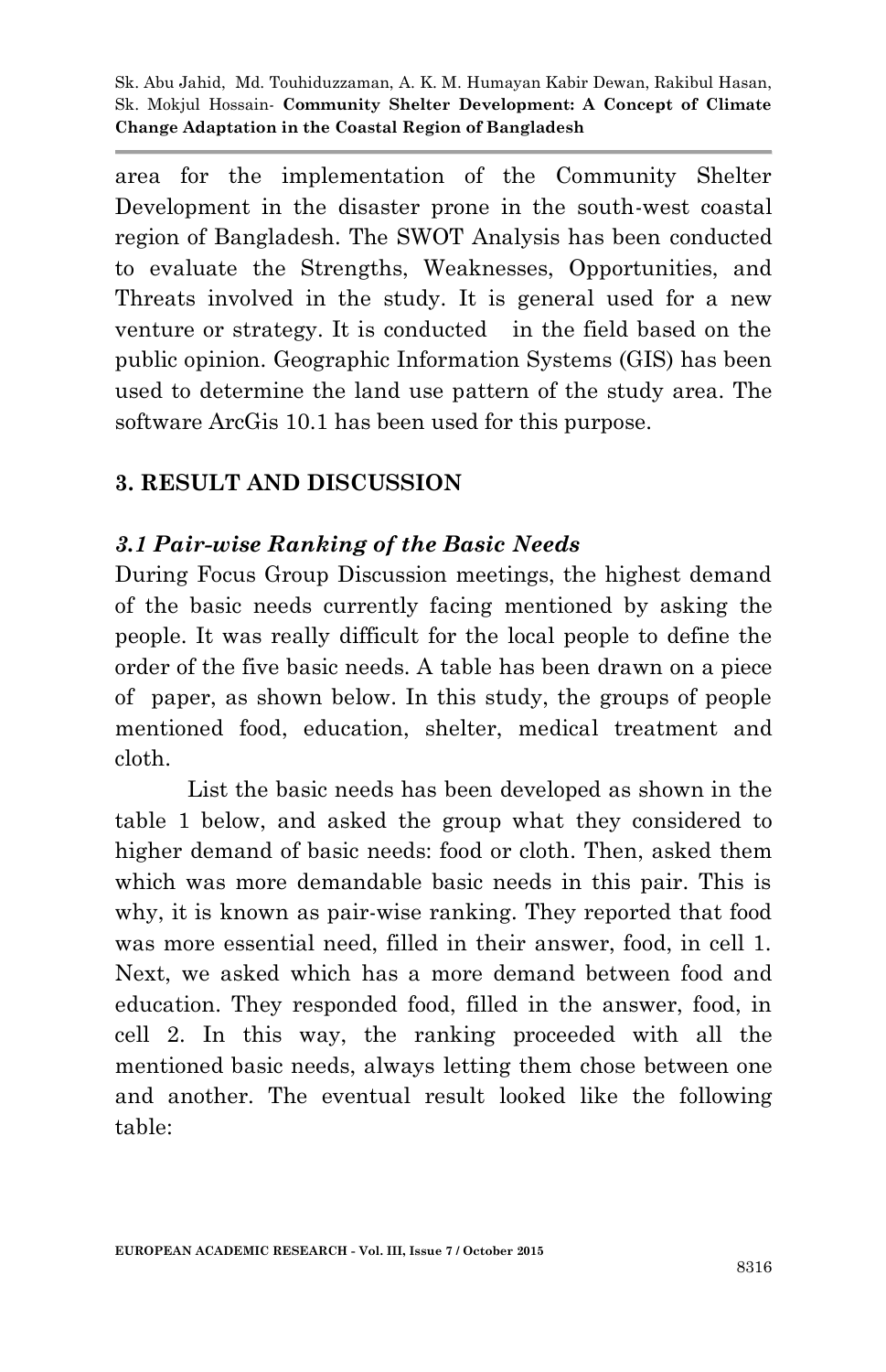area for the implementation of the Community Shelter Development in the disaster prone in the south-west coastal region of Bangladesh. The SWOT Analysis has been conducted to evaluate the Strengths, Weaknesses, Opportunities, and Threats involved in the study. It is general used for a new venture or strategy. It is conducted in the field based on the public opinion. Geographic Information Systems (GIS) has been used to determine the land use pattern of the study area. The software ArcGis 10.1 has been used for this purpose.

## 3. RESULT AND DISCUSSION

### *3.1 Pair-wise Ranking of the Basic Needs*

During Focus Group Discussion meetings, the highest demand of the basic needs currently facing mentioned by asking the people. It was really difficult for the local people to define the order of the five basic needs. A table has been drawn on a piece of paper, as shown below. In this study, the groups of people mentioned food, education, shelter, medical treatment and cloth.

List the basic needs has been developed as shown in the table 1 below, and asked the group what they considered to higher demand of basic needs: food or cloth. Then, asked them which was more demandable basic needs in this pair. This is why, it is known as pair-wise ranking. They reported that food was more essential need, filled in their answer, food, in cell 1. Next, we asked which has a more demand between food and education. They responded food, filled in the answer, food, in cell 2. In this way, the ranking proceeded with all the mentioned basic needs, always letting them chose between one and another. The eventual result looked like the following table: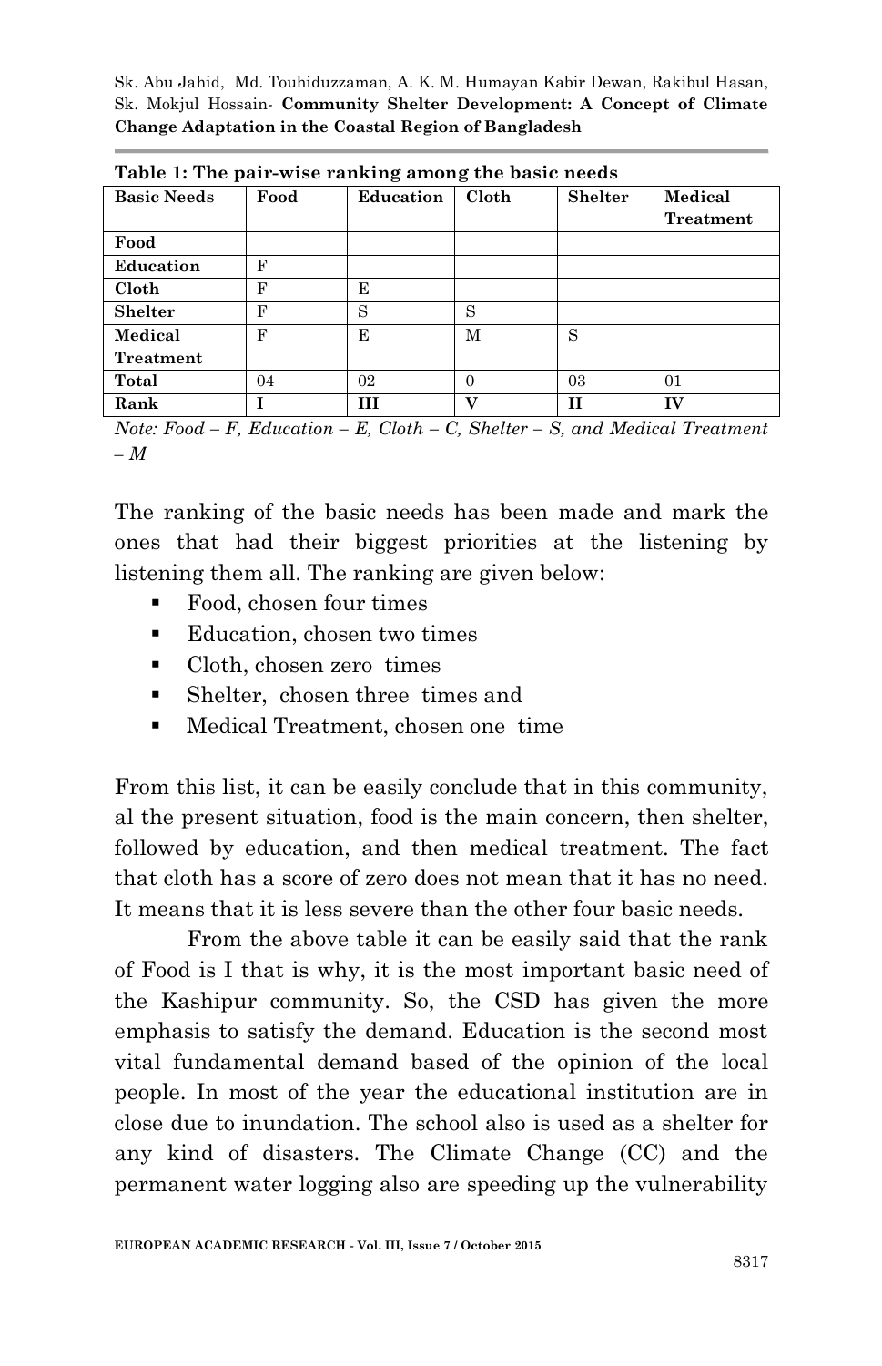**Table 1: The pair-wise ranking among the basic needs**

| Basic Needs | Food | Education | Cloth | Shelter | Medical Treatment |
|---|---|---|---|---|---|
| **Food** | | | | | |
| **Education** | F | | | | |
| **Cloth** | F | E | | | |
| **Shelter** | F | S | S | | |
| **Medical Treatment** | F | E | M | S | |
| **Total** | 04 | 02 | 0 | 03 | 01 |
| **Rank** | **I** | **III** | **V** | **II** | **IV** |

*Note: Food – F, Education – E, Cloth – C, Shelter – S, and Medical Treatment – M*

The ranking of the basic needs has been made and mark the ones that had their biggest priorities at the listening by listening them all. The ranking are given below:

- Food, chosen four times
- Education, chosen two times
- Cloth, chosen zero times
- Shelter, chosen three times and
- Medical Treatment, chosen one time

From this list, it can be easily conclude that in this community, al the present situation, food is the main concern, then shelter, followed by education, and then medical treatment. The fact that cloth has a score of zero does not mean that it has no need. It means that it is less severe than the other four basic needs.

From the above table it can be easily said that the rank of Food is I that is why, it is the most important basic need of the Kashipur community. So, the CSD has given the more emphasis to satisfy the demand. Education is the second most vital fundamental demand based of the opinion of the local people. In most of the year the educational institution are in close due to inundation. The school also is used as a shelter for any kind of disasters. The Climate Change (CC) and the permanent water logging also are speeding up the vulnerability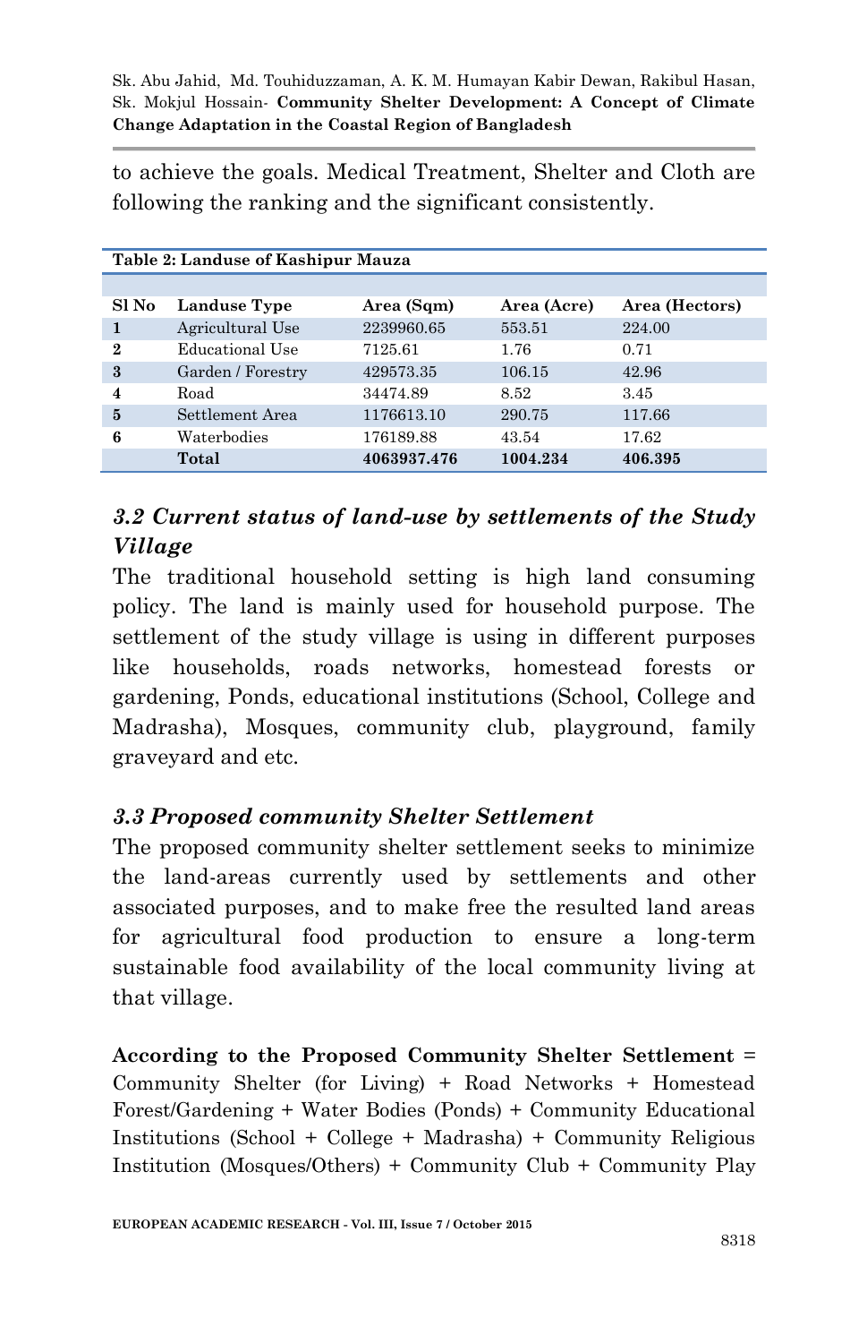to achieve the goals. Medical Treatment, Shelter and Cloth are following the ranking and the significant consistently.

**Table 2: Landuse of Kashipur Mauza**

| Sl No | Landuse Type | Area (Sqm) | Area (Acre) | Area (Hectors) |
|---|---|---|---|---|
| **1** | Agricultural Use | 2239960.65 | 553.51 | 224.00 |
| **2** | Educational Use | 7125.61 | 1.76 | 0.71 |
| **3** | Garden / Forestry | 429573.35 | 106.15 | 42.96 |
| **4** | Road | 34474.89 | 8.52 | 3.45 |
| **5** | Settlement Area | 1176613.10 | 290.75 | 117.66 |
| **6** | Waterbodies | 176189.88 | 43.54 | 17.62 |
| | **Total** | **4063937.476** | **1004.234** | **406.395** |

### *3.2 Current status of land-use by settlements of the Study Village*

The traditional household setting is high land consuming policy. The land is mainly used for household purpose. The settlement of the study village is using in different purposes like households, roads networks, homestead forests or gardening, Ponds, educational institutions (School, College and Madrasha), Mosques, community club, playground, family graveyard and etc.

### *3.3 Proposed community Shelter Settlement*

The proposed community shelter settlement seeks to minimize the land-areas currently used by settlements and other associated purposes, and to make free the resulted land areas for agricultural food production to ensure a long-term sustainable food availability of the local community living at that village.

**According to the Proposed Community Shelter Settlement** = Community Shelter (for Living) + Road Networks + Homestead Forest/Gardening + Water Bodies (Ponds) + Community Educational Institutions (School + College + Madrasha) + Community Religious Institution (Mosques/Others) + Community Club + Community Play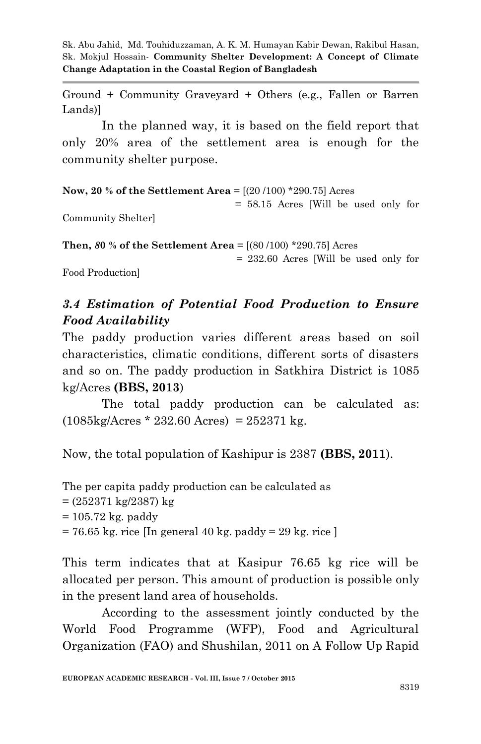Ground + Community Graveyard + Others (e.g., Fallen or Barren Lands)]

In the planned way, it is based on the field report that only 20% area of the settlement area is enough for the community shelter purpose.

**Now, 20 % of the Settlement Area** = [(20 /100) *290.75] Acres
= 58.15 Acres [Will be used only for Community Shelter]

**Then, 80 % of the Settlement Area** = [(80 /100) *290.75] Acres
= 232.60 Acres [Will be used only for Food Production]

### *3.4 Estimation of Potential Food Production to Ensure Food Availability*

The paddy production varies different areas based on soil characteristics, climatic conditions, different sorts of disasters and so on. The paddy production in Satkhira District is 1085 kg/Acres **(BBS, 2013)**

The total paddy production can be calculated as: (1085kg/Acres * 232.60 Acres) = 252371 kg.

Now, the total population of Kashipur is 2387 **(BBS, 2011)**.

The per capita paddy production can be calculated as
= (252371 kg/2387) kg
= 105.72 kg. paddy
= 76.65 kg. rice [In general 40 kg. paddy = 29 kg. rice ]

This term indicates that at Kasipur 76.65 kg rice will be allocated per person. This amount of production is possible only in the present land area of households.

According to the assessment jointly conducted by the World Food Programme (WFP), Food and Agricultural Organization (FAO) and Shushilan, 2011 on A Follow Up Rapid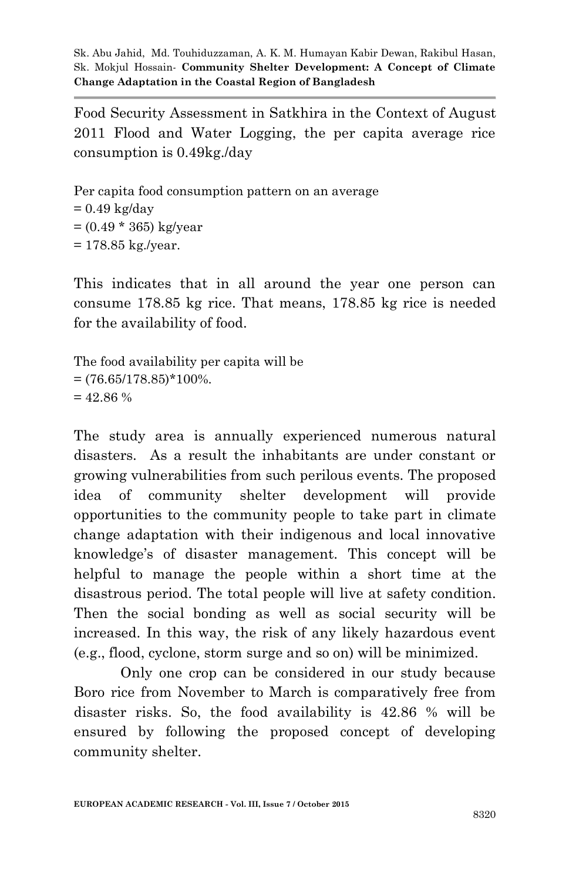Food Security Assessment in Satkhira in the Context of August 2011 Flood and Water Logging, the per capita average rice consumption is 0.49kg./day

Per capita food consumption pattern on an average
= 0.49 kg/day
= (0.49 * 365) kg/year
= 178.85 kg./year.

This indicates that in all around the year one person can consume 178.85 kg rice. That means, 178.85 kg rice is needed for the availability of food.

The food availability per capita will be
= (76.65/178.85)*100%.
= 42.86 %

The study area is annually experienced numerous natural disasters. As a result the inhabitants are under constant or growing vulnerabilities from such perilous events. The proposed idea of community shelter development will provide opportunities to the community people to take part in climate change adaptation with their indigenous and local innovative knowledge's of disaster management. This concept will be helpful to manage the people within a short time at the disastrous period. The total people will live at safety condition. Then the social bonding as well as social security will be increased. In this way, the risk of any likely hazardous event (e.g., flood, cyclone, storm surge and so on) will be minimized.

Only one crop can be considered in our study because Boro rice from November to March is comparatively free from disaster risks. So, the food availability is 42.86 % will be ensured by following the proposed concept of developing community shelter.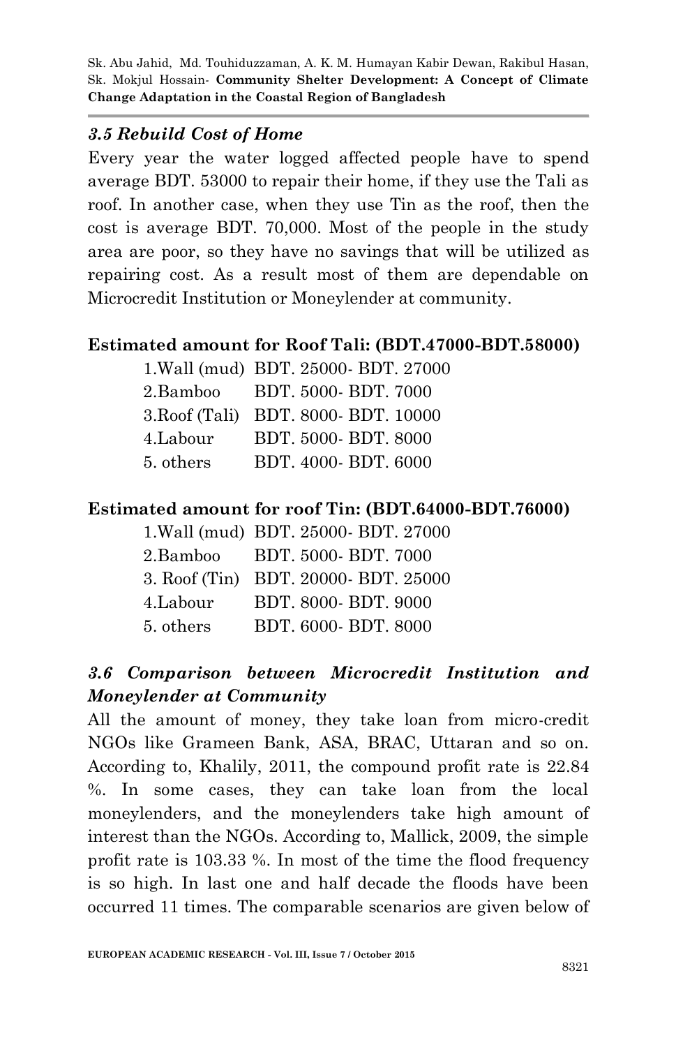### *3.5 Rebuild Cost of Home*

Every year the water logged affected people have to spend average BDT. 53000 to repair their home, if they use the Tali as roof. In another case, when they use Tin as the roof, then the cost is average BDT. 70,000. Most of the people in the study area are poor, so they have no savings that will be utilized as repairing cost. As a result most of them are dependable on Microcredit Institution or Moneylender at community.

**Estimated amount for Roof Tali: (BDT.47000-BDT.58000)**

| | |
|---|---|
| 1.Wall (mud) | BDT. 25000- BDT. 27000 |
| 2.Bamboo | BDT. 5000- BDT. 7000 |
| 3.Roof (Tali) | BDT. 8000- BDT. 10000 |
| 4.Labour | BDT. 5000- BDT. 8000 |
| 5. others | BDT. 4000- BDT. 6000 |

**Estimated amount for roof Tin: (BDT.64000-BDT.76000)**

| | |
|---|---|
| 1.Wall (mud) | BDT. 25000- BDT. 27000 |
| 2.Bamboo | BDT. 5000- BDT. 7000 |
| 3. Roof (Tin) | BDT. 20000- BDT. 25000 |
| 4.Labour | BDT. 8000- BDT. 9000 |
| 5. others | BDT. 6000- BDT. 8000 |

### *3.6 Comparison between Microcredit Institution and Moneylender at Community*

All the amount of money, they take loan from micro-credit NGOs like Grameen Bank, ASA, BRAC, Uttaran and so on. According to, Khalily, 2011, the compound profit rate is 22.84 %. In some cases, they can take loan from the local moneylenders, and the moneylenders take high amount of interest than the NGOs. According to, Mallick, 2009, the simple profit rate is 103.33 %. In most of the time the flood frequency is so high. In last one and half decade the floods have been occurred 11 times. The comparable scenarios are given below of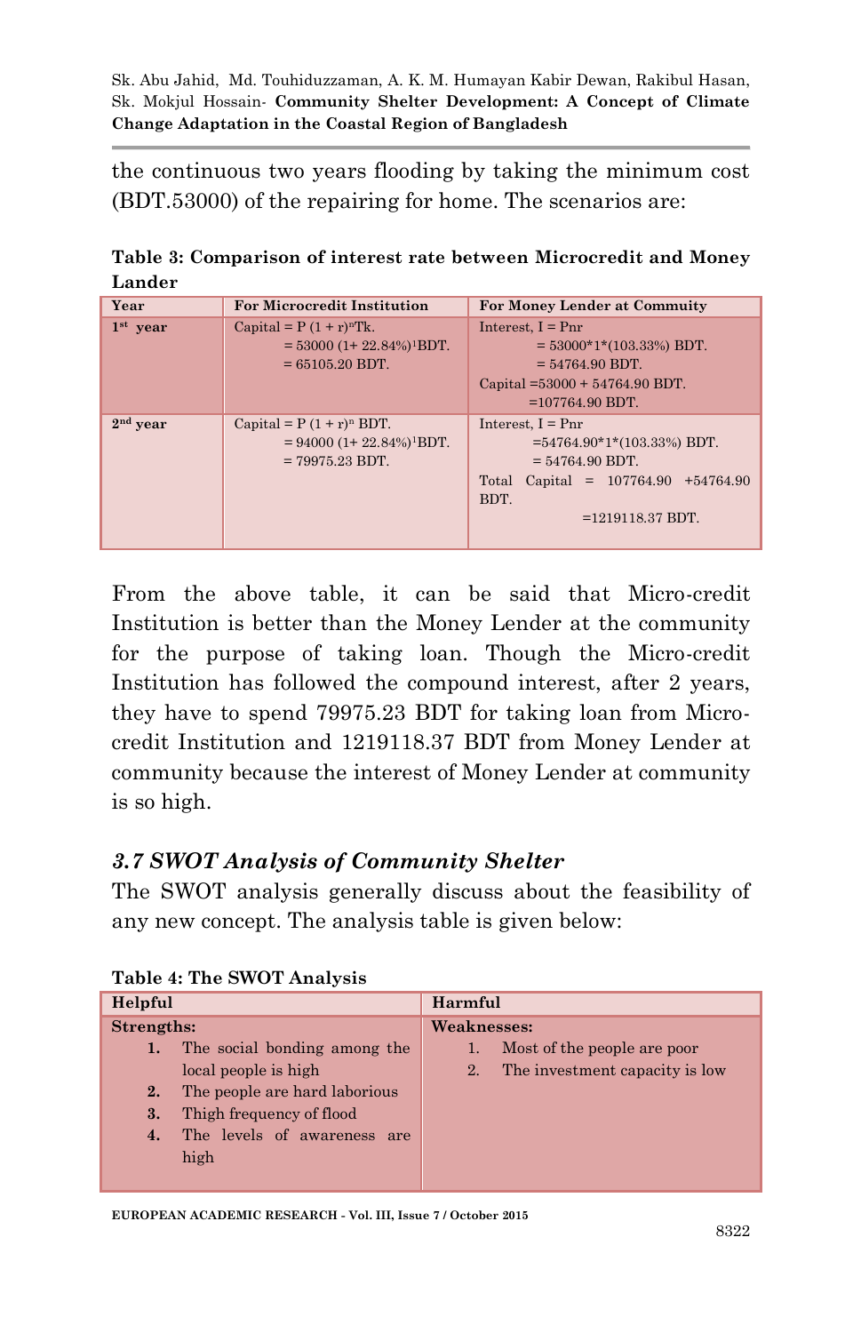the continuous two years flooding by taking the minimum cost (BDT.53000) of the repairing for home. The scenarios are:

**Table 3: Comparison of interest rate between Microcredit and Money Lander**

| Year | For Microcredit Institution | For Money Lender at Commuity |
|---|---|---|
| 1st year | Capital = $P(1+r)^n$Tk.<br>= 53000 (1+ 22.84%)$^1$BDT.<br>= 65105.20 BDT. | Interest, I = Pnr<br>= 53000*1*(103.33%) BDT.<br>= 54764.90 BDT.<br>Capital =53000 + 54764.90 BDT.<br>=107764.90 BDT. |
| 2nd year | Capital = $P(1+r)^n$ BDT.<br>= 94000 (1+ 22.84%)$^1$BDT.<br>= 79975.23 BDT. | Interest, I = Pnr<br>=54764.90*1*(103.33%) BDT.<br>= 54764.90 BDT.<br>Total Capital = 107764.90 +54764.90 BDT.<br>=1219118.37 BDT. |

From the above table, it can be said that Micro-credit Institution is better than the Money Lender at the community for the purpose of taking loan. Though the Micro-credit Institution has followed the compound interest, after 2 years, they have to spend 79975.23 BDT for taking loan from Micro-credit Institution and 1219118.37 BDT from Money Lender at community because the interest of Money Lender at community is so high.

### *3.7 SWOT Analysis of Community Shelter*

The SWOT analysis generally discuss about the feasibility of any new concept. The analysis table is given below:

**Table 4: The SWOT Analysis**

| Helpful | Harmful |
|---|---|
| **Strengths:**<br>**1.** The social bonding among the local people is high<br>**2.** The people are hard laborious<br>**3.** Thigh frequency of flood<br>**4.** The levels of awareness are high | **Weaknesses:**<br>1. Most of the people are poor<br>2. The investment capacity is low |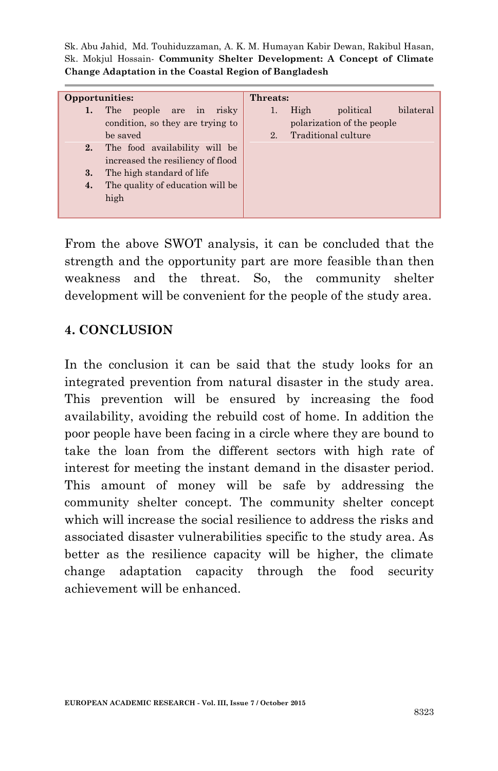| Opportunities: | Threats: |
|---|---|
| **1.** The people are in risky condition, so they are trying to be saved | 1. High political bilateral polarization of the people |
| **2.** The food availability will be increased the resiliency of flood | 2. Traditional culture |
| **3.** The high standard of life | |
| **4.** The quality of education will be high | |

From the above SWOT analysis, it can be concluded that the strength and the opportunity part are more feasible than then weakness and the threat. So, the community shelter development will be convenient for the people of the study area.

## 4. CONCLUSION

In the conclusion it can be said that the study looks for an integrated prevention from natural disaster in the study area. This prevention will be ensured by increasing the food availability, avoiding the rebuild cost of home. In addition the poor people have been facing in a circle where they are bound to take the loan from the different sectors with high rate of interest for meeting the instant demand in the disaster period. This amount of money will be safe by addressing the community shelter concept. The community shelter concept which will increase the social resilience to address the risks and associated disaster vulnerabilities specific to the study area. As better as the resilience capacity will be higher, the climate change adaptation capacity through the food security achievement will be enhanced.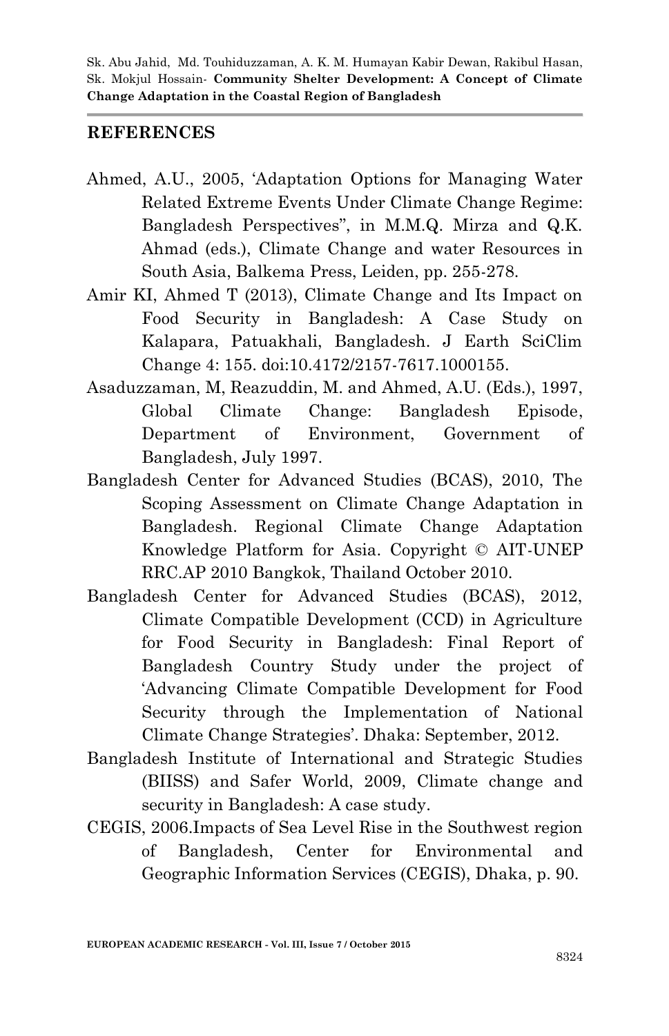## REFERENCES

Ahmed, A.U., 2005, 'Adaptation Options for Managing Water Related Extreme Events Under Climate Change Regime: Bangladesh Perspectives", in M.M.Q. Mirza and Q.K. Ahmad (eds.), Climate Change and water Resources in South Asia, Balkema Press, Leiden, pp. 255-278.

Amir KI, Ahmed T (2013), Climate Change and Its Impact on Food Security in Bangladesh: A Case Study on Kalapara, Patuakhali, Bangladesh. J Earth SciClim Change 4: 155. doi:10.4172/2157-7617.1000155.

Asaduzzaman, M, Reazuddin, M. and Ahmed, A.U. (Eds.), 1997, Global Climate Change: Bangladesh Episode, Department of Environment, Government of Bangladesh, July 1997.

Bangladesh Center for Advanced Studies (BCAS), 2010, The Scoping Assessment on Climate Change Adaptation in Bangladesh. Regional Climate Change Adaptation Knowledge Platform for Asia. Copyright © AIT-UNEP RRC.AP 2010 Bangkok, Thailand October 2010.

Bangladesh Center for Advanced Studies (BCAS), 2012, Climate Compatible Development (CCD) in Agriculture for Food Security in Bangladesh: Final Report of Bangladesh Country Study under the project of 'Advancing Climate Compatible Development for Food Security through the Implementation of National Climate Change Strategies'. Dhaka: September, 2012.

Bangladesh Institute of International and Strategic Studies (BIISS) and Safer World, 2009, Climate change and security in Bangladesh: A case study.

CEGIS, 2006.Impacts of Sea Level Rise in the Southwest region of Bangladesh, Center for Environmental and Geographic Information Services (CEGIS), Dhaka, p. 90.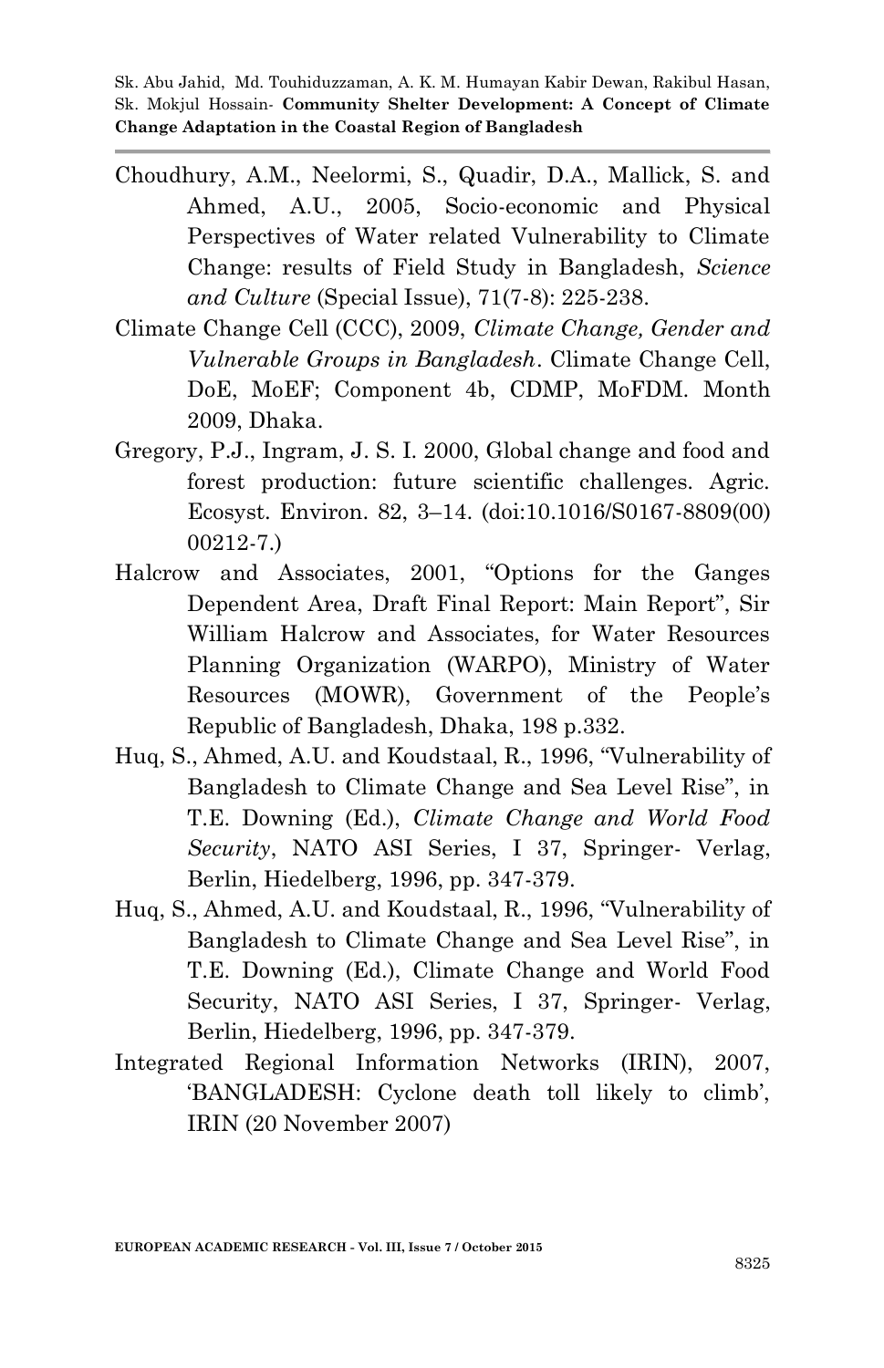Choudhury, A.M., Neelormi, S., Quadir, D.A., Mallick, S. and Ahmed, A.U., 2005, Socio-economic and Physical Perspectives of Water related Vulnerability to Climate Change: results of Field Study in Bangladesh, *Science and Culture* (Special Issue), 71(7-8): 225-238.

Climate Change Cell (CCC), 2009, *Climate Change, Gender and Vulnerable Groups in Bangladesh*. Climate Change Cell, DoE, MoEF; Component 4b, CDMP, MoFDM. Month 2009, Dhaka.

Gregory, P.J., Ingram, J. S. I. 2000, Global change and food and forest production: future scientific challenges. Agric. Ecosyst. Environ. 82, 3–14. (doi:10.1016/S0167-8809(00) 00212-7.)

Halcrow and Associates, 2001, "Options for the Ganges Dependent Area, Draft Final Report: Main Report", Sir William Halcrow and Associates, for Water Resources Planning Organization (WARPO), Ministry of Water Resources (MOWR), Government of the People's Republic of Bangladesh, Dhaka, 198 p.332.

Huq, S., Ahmed, A.U. and Koudstaal, R., 1996, "Vulnerability of Bangladesh to Climate Change and Sea Level Rise", in T.E. Downing (Ed.), *Climate Change and World Food Security*, NATO ASI Series, I 37, Springer- Verlag, Berlin, Hiedelberg, 1996, pp. 347-379.

Huq, S., Ahmed, A.U. and Koudstaal, R., 1996, "Vulnerability of Bangladesh to Climate Change and Sea Level Rise", in T.E. Downing (Ed.), Climate Change and World Food Security, NATO ASI Series, I 37, Springer- Verlag, Berlin, Hiedelberg, 1996, pp. 347-379.

Integrated Regional Information Networks (IRIN), 2007, 'BANGLADESH: Cyclone death toll likely to climb', IRIN (20 November 2007)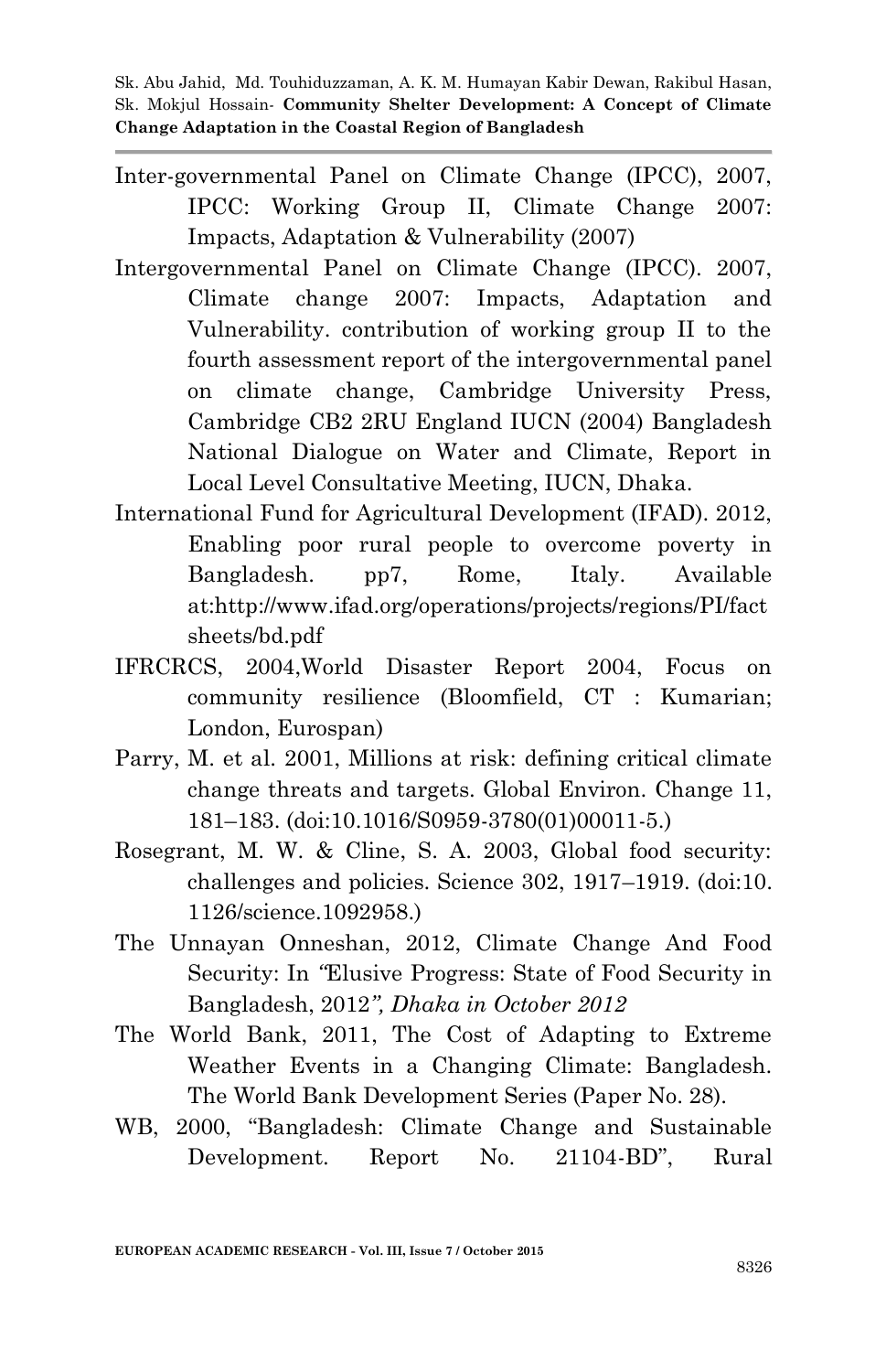Inter-governmental Panel on Climate Change (IPCC), 2007, IPCC: Working Group II, Climate Change 2007: Impacts, Adaptation & Vulnerability (2007)

Intergovernmental Panel on Climate Change (IPCC). 2007, Climate change 2007: Impacts, Adaptation and Vulnerability. contribution of working group II to the fourth assessment report of the intergovernmental panel on climate change, Cambridge University Press, Cambridge CB2 2RU England IUCN (2004) Bangladesh National Dialogue on Water and Climate, Report in Local Level Consultative Meeting, IUCN, Dhaka.

International Fund for Agricultural Development (IFAD). 2012, Enabling poor rural people to overcome poverty in Bangladesh. pp7, Rome, Italy. Available at:http://www.ifad.org/operations/projects/regions/PI/factsheets/bd.pdf

IFRCRCS, 2004,World Disaster Report 2004, Focus on community resilience (Bloomfield, CT : Kumarian; London, Eurospan)

Parry, M. et al. 2001, Millions at risk: defining critical climate change threats and targets. Global Environ. Change 11, 181–183. (doi:10.1016/S0959-3780(01)00011-5.)

Rosegrant, M. W. & Cline, S. A. 2003, Global food security: challenges and policies. Science 302, 1917–1919. (doi:10.1126/science.1092958.)

The Unnayan Onneshan, 2012, Climate Change And Food Security: In *"Elusive Progress: State of Food Security in Bangladesh, 2012", Dhaka in October 2012*

The World Bank, 2011, The Cost of Adapting to Extreme Weather Events in a Changing Climate: Bangladesh. The World Bank Development Series (Paper No. 28).

WB, 2000, "Bangladesh: Climate Change and Sustainable Development. Report No. 21104-BD", Rural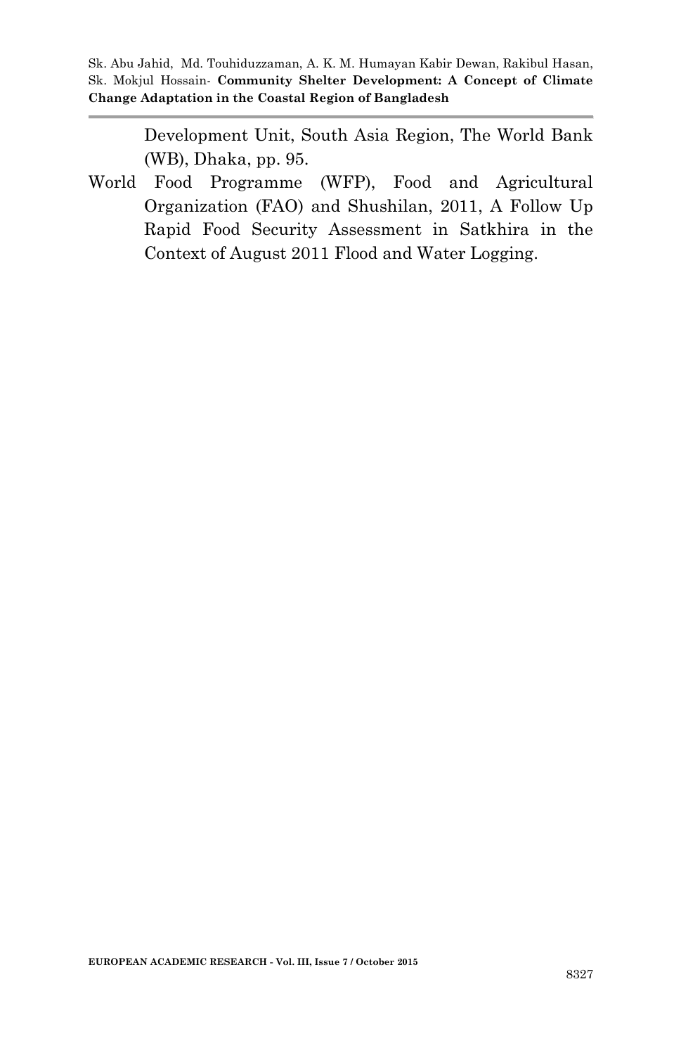Development Unit, South Asia Region, The World Bank (WB), Dhaka, pp. 95.

World Food Programme (WFP), Food and Agricultural Organization (FAO) and Shushilan, 2011, A Follow Up Rapid Food Security Assessment in Satkhira in the Context of August 2011 Flood and Water Logging.